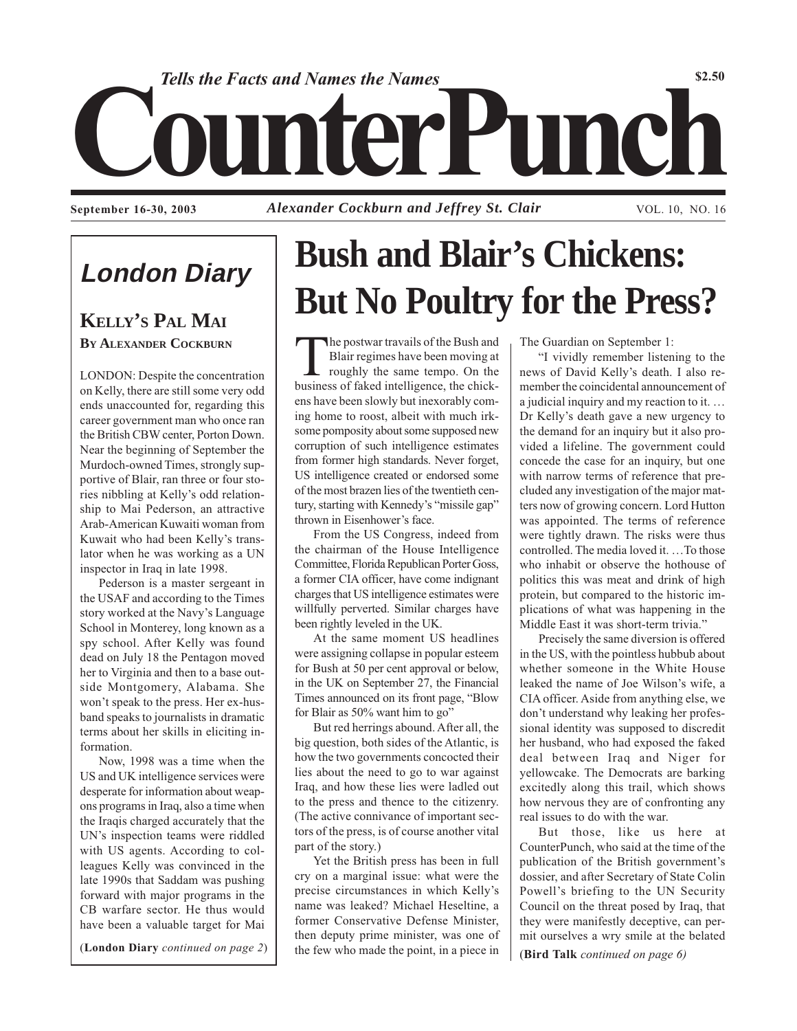*Tells the Facts and Names the Names*

# CounterPunch

$2.50

**September 16-30, 2003** — ***Alexander Cockburn and Jeffrey St. Clair*** — VOL. 10, NO. 16

## *London Diary*

### Kelly's Pal Mai

**By Alexander Cockburn**

LONDON: Despite the concentration on Kelly, there are still some very odd ends unaccounted for, regarding this career government man who once ran the British CBW center, Porton Down. Near the beginning of September the Murdoch-owned Times, strongly supportive of Blair, ran three or four stories nibbling at Kelly's odd relationship to Mai Pederson, an attractive Arab-American Kuwaiti woman from Kuwait who had been Kelly's translator when he was working as a UN inspector in Iraq in late 1998.

Pederson is a master sergeant in the USAF and according to the Times story worked at the Navy's Language School in Monterey, long known as a spy school. After Kelly was found dead on July 18 the Pentagon moved her to Virginia and then to a base outside Montgomery, Alabama. She won't speak to the press. Her ex-husband speaks to journalists in dramatic terms about her skills in eliciting information.

Now, 1998 was a time when the US and UK intelligence services were desperate for information about weapons programs in Iraq, also a time when the Iraqis charged accurately that the UN's inspection teams were riddled with US agents. According to colleagues Kelly was convinced in the late 1990s that Saddam was pushing forward with major programs in the CB warfare sector. He thus would have been a valuable target for Mai

(**London Diary** *continued on page 2*)

# Bush and Blair's Chickens: But No Poultry for the Press?

The postwar travails of the Bush and Blair regimes have been moving at roughly the same tempo. On the business of faked intelligence, the chickens have been slowly but inexorably coming home to roost, albeit with much irksome pomposity about some supposed new corruption of such intelligence estimates from former high standards. Never forget, US intelligence created or endorsed some of the most brazen lies of the twentieth century, starting with Kennedy's "missile gap" thrown in Eisenhower's face.

From the US Congress, indeed from the chairman of the House Intelligence Committee, Florida Republican Porter Goss, a former CIA officer, have come indignant charges that US intelligence estimates were willfully perverted. Similar charges have been rightly leveled in the UK.

At the same moment US headlines were assigning collapse in popular esteem for Bush at 50 per cent approval or below, in the UK on September 27, the Financial Times announced on its front page, "Blow for Blair as 50% want him to go"

But red herrings abound. After all, the big question, both sides of the Atlantic, is how the two governments concocted their lies about the need to go to war against Iraq, and how these lies were ladled out to the press and thence to the citizenry. (The active connivance of important sectors of the press, is of course another vital part of the story.)

Yet the British press has been in full cry on a marginal issue: what were the precise circumstances in which Kelly's name was leaked? Michael Heseltine, a former Conservative Defense Minister, then deputy prime minister, was one of the few who made the point, in a piece in The Guardian on September 1:

"I vividly remember listening to the news of David Kelly's death. I also remember the coincidental announcement of a judicial inquiry and my reaction to it. … Dr Kelly's death gave a new urgency to the demand for an inquiry but it also provided a lifeline. The government could concede the case for an inquiry, but one with narrow terms of reference that precluded any investigation of the major matters now of growing concern. Lord Hutton was appointed. The terms of reference were tightly drawn. The risks were thus controlled. The media loved it. …To those who inhabit or observe the hothouse of politics this was meat and drink of high protein, but compared to the historic implications of what was happening in the Middle East it was short-term trivia."

Precisely the same diversion is offered in the US, with the pointless hubbub about whether someone in the White House leaked the name of Joe Wilson's wife, a CIA officer. Aside from anything else, we don't understand why leaking her professional identity was supposed to discredit her husband, who had exposed the faked deal between Iraq and Niger for yellowcake. The Democrats are barking excitedly along this trail, which shows how nervous they are of confronting any real issues to do with the war.

But those, like us here at CounterPunch, who said at the time of the publication of the British government's dossier, and after Secretary of State Colin Powell's briefing to the UN Security Council on the threat posed by Iraq, that they were manifestly deceptive, can permit ourselves a wry smile at the belated

(**Bird Talk** *continued on page 6)*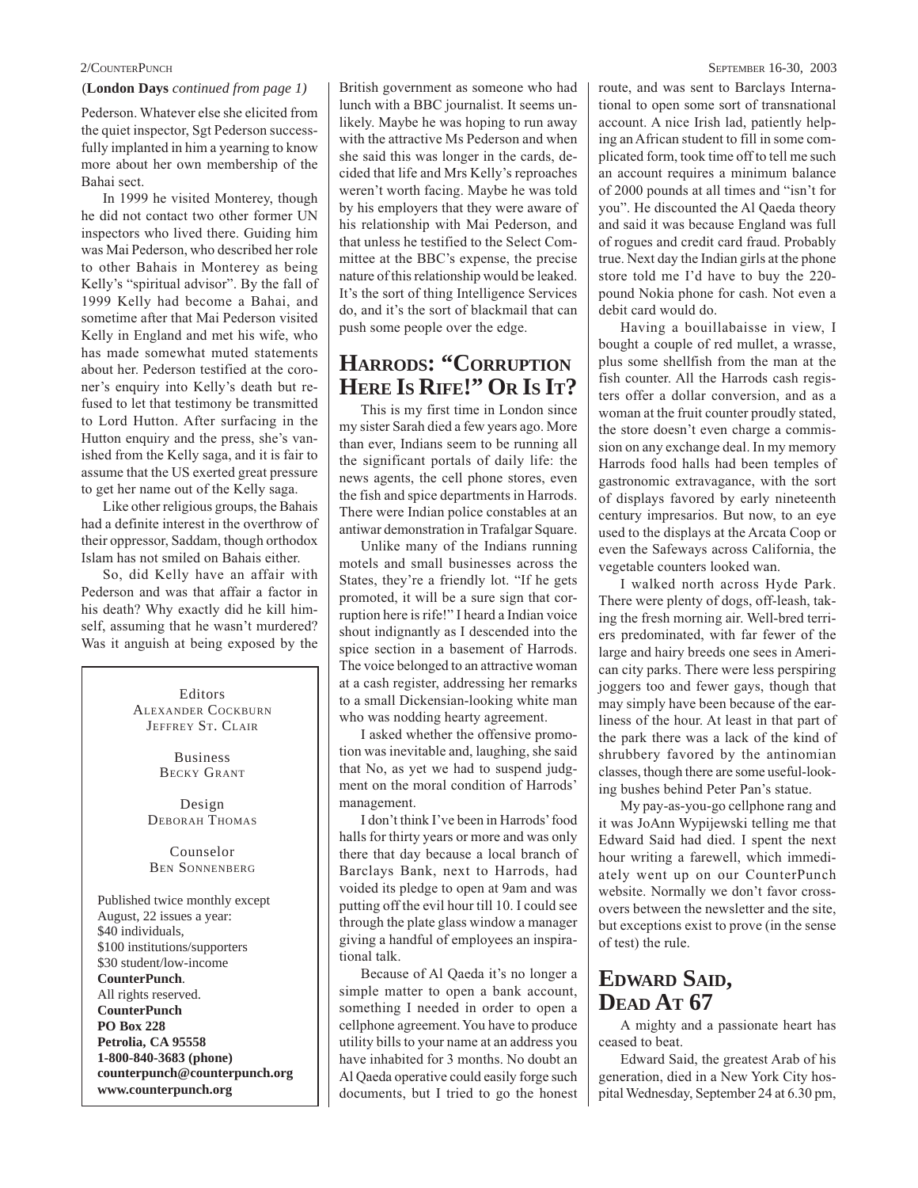(**London Days** *continued from page 1)*

Pederson. Whatever else she elicited from the quiet inspector, Sgt Pederson successfully implanted in him a yearning to know more about her own membership of the Bahai sect.

In 1999 he visited Monterey, though he did not contact two other former UN inspectors who lived there. Guiding him was Mai Pederson, who described her role to other Bahais in Monterey as being Kelly's "spiritual advisor". By the fall of 1999 Kelly had become a Bahai, and sometime after that Mai Pederson visited Kelly in England and met his wife, who has made somewhat muted statements about her. Pederson testified at the coroner's enquiry into Kelly's death but refused to let that testimony be transmitted to Lord Hutton. After surfacing in the Hutton enquiry and the press, she's vanished from the Kelly saga, and it is fair to assume that the US exerted great pressure to get her name out of the Kelly saga.

Like other religious groups, the Bahais had a definite interest in the overthrow of their oppressor, Saddam, though orthodox Islam has not smiled on Bahais either.

So, did Kelly have an affair with Pederson and was that affair a factor in his death? Why exactly did he kill himself, assuming that he wasn't murdered? Was it anguish at being exposed by the British government as someone who had lunch with a BBC journalist. It seems unlikely. Maybe he was hoping to run away with the attractive Ms Pederson and when she said this was longer in the cards, decided that life and Mrs Kelly's reproaches weren't worth facing. Maybe he was told by his employers that they were aware of his relationship with Mai Pederson, and that unless he testified to the Select Committee at the BBC's expense, the precise nature of this relationship would be leaked. It's the sort of thing Intelligence Services do, and it's the sort of blackmail that can push some people over the edge.

## Harrods: "Corruption Here Is Rife!" Or Is It?

This is my first time in London since my sister Sarah died a few years ago. More than ever, Indians seem to be running all the significant portals of daily life: the news agents, the cell phone stores, even the fish and spice departments in Harrods. There were Indian police constables at an antiwar demonstration in Trafalgar Square.

Unlike many of the Indians running motels and small businesses across the States, they're a friendly lot. "If he gets promoted, it will be a sure sign that corruption here is rife!" I heard a Indian voice shout indignantly as I descended into the spice section in a basement of Harrods. The voice belonged to an attractive woman at a cash register, addressing her remarks to a small Dickensian-looking white man who was nodding hearty agreement.

I asked whether the offensive promotion was inevitable and, laughing, she said that No, as yet we had to suspend judgment on the moral condition of Harrods' management.

I don't think I've been in Harrods' food halls for thirty years or more and was only there that day because a local branch of Barclays Bank, next to Harrods, had voided its pledge to open at 9am and was putting off the evil hour till 10. I could see through the plate glass window a manager giving a handful of employees an inspirational talk.

Because of Al Qaeda it's no longer a simple matter to open a bank account, something I needed in order to open a cellphone agreement. You have to produce utility bills to your name at an address you have inhabited for 3 months. No doubt an Al Qaeda operative could easily forge such documents, but I tried to go the honest route, and was sent to Barclays International to open some sort of transnational account. A nice Irish lad, patiently helping an African student to fill in some complicated form, took time off to tell me such an account requires a minimum balance of 2000 pounds at all times and "isn't for you". He discounted the Al Qaeda theory and said it was because England was full of rogues and credit card fraud. Probably true. Next day the Indian girls at the phone store told me I'd have to buy the 220-pound Nokia phone for cash. Not even a debit card would do.

Having a bouillabaisse in view, I bought a couple of red mullet, a wrasse, plus some shellfish from the man at the fish counter. All the Harrods cash registers offer a dollar conversion, and as a woman at the fruit counter proudly stated, the store doesn't even charge a commission on any exchange deal. In my memory Harrods food halls had been temples of gastronomic extravagance, with the sort of displays favored by early nineteenth century impresarios. But now, to an eye used to the displays at the Arcata Coop or even the Safeways across California, the vegetable counters looked wan.

I walked north across Hyde Park. There were plenty of dogs, off-leash, taking the fresh morning air. Well-bred terriers predominated, with far fewer of the large and hairy breeds one sees in American city parks. There were less perspiring joggers too and fewer gays, though that may simply have been because of the earliness of the hour. At least in that part of the park there was a lack of the kind of shrubbery favored by the antinomian classes, though there are some useful-looking bushes behind Peter Pan's statue.

My pay-as-you-go cellphone rang and it was JoAnn Wypijewski telling me that Edward Said had died. I spent the next hour writing a farewell, which immediately went up on our CounterPunch website. Normally we don't favor crossovers between the newsletter and the site, but exceptions exist to prove (in the sense of test) the rule.

## Edward Said, Dead At 67

A mighty and a passionate heart has ceased to beat.

Edward Said, the greatest Arab of his generation, died in a New York City hospital Wednesday, September 24 at 6.30 pm,

---

Editors
Alexander Cockburn
Jeffrey St. Clair

Business
Becky Grant

Design
Deborah Thomas

Counselor
Ben Sonnenberg

Published twice monthly except August, 22 issues a year:
$40 individuals,
$100 institutions/supporters
$30 student/low-income
**CounterPunch**.
All rights reserved.
**CounterPunch**
**PO Box 228**
**Petrolia, CA 95558**
**1-800-840-3683 (phone)**
**counterpunch@counterpunch.org**
**www.counterpunch.org**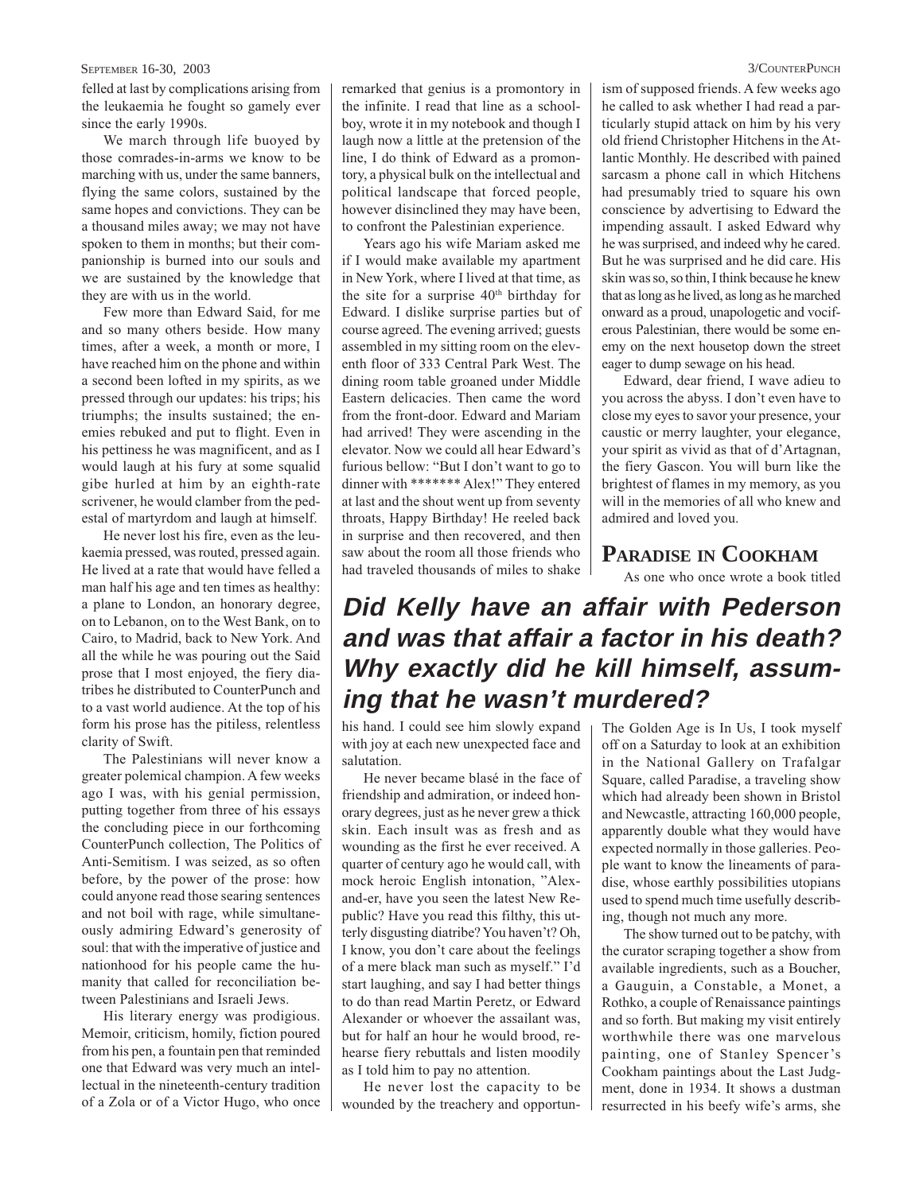felled at last by complications arising from the leukaemia he fought so gamely ever since the early 1990s.

We march through life buoyed by those comrades-in-arms we know to be marching with us, under the same banners, flying the same colors, sustained by the same hopes and convictions. They can be a thousand miles away; we may not have spoken to them in months; but their companionship is burned into our souls and we are sustained by the knowledge that they are with us in the world.

Few more than Edward Said, for me and so many others beside. How many times, after a week, a month or more, I have reached him on the phone and within a second been lofted in my spirits, as we pressed through our updates: his trips; his triumphs; the insults sustained; the enemies rebuked and put to flight. Even in his pettiness he was magnificent, and as I would laugh at his fury at some squalid gibe hurled at him by an eighth-rate scrivener, he would clamber from the pedestal of martyrdom and laugh at himself.

He never lost his fire, even as the leukaemia pressed, was routed, pressed again. He lived at a rate that would have felled a man half his age and ten times as healthy: a plane to London, an honorary degree, on to Lebanon, on to the West Bank, on to Cairo, to Madrid, back to New York. And all the while he was pouring out the Said prose that I most enjoyed, the fiery diatribes he distributed to CounterPunch and to a vast world audience. At the top of his form his prose has the pitiless, relentless clarity of Swift.

The Palestinians will never know a greater polemical champion. A few weeks ago I was, with his genial permission, putting together from three of his essays the concluding piece in our forthcoming CounterPunch collection, The Politics of Anti-Semitism. I was seized, as so often before, by the power of the prose: how could anyone read those searing sentences and not boil with rage, while simultaneously admiring Edward's generosity of soul: that with the imperative of justice and nationhood for his people came the humanity that called for reconciliation between Palestinians and Israeli Jews.

His literary energy was prodigious. Memoir, criticism, homily, fiction poured from his pen, a fountain pen that reminded one that Edward was very much an intellectual in the nineteenth-century tradition of a Zola or of a Victor Hugo, who once remarked that genius is a promontory in the infinite. I read that line as a schoolboy, wrote it in my notebook and though I laugh now a little at the pretension of the line, I do think of Edward as a promontory, a physical bulk on the intellectual and political landscape that forced people, however disinclined they may have been, to confront the Palestinian experience.

Years ago his wife Mariam asked me if I would make available my apartment in New York, where I lived at that time, as the site for a surprise 40th birthday for Edward. I dislike surprise parties but of course agreed. The evening arrived; guests assembled in my sitting room on the eleventh floor of 333 Central Park West. The dining room table groaned under Middle Eastern delicacies. Then came the word from the front-door. Edward and Mariam had arrived! They were ascending in the elevator. Now we could all hear Edward's furious bellow: "But I don't want to go to dinner with ******* Alex!" They entered at last and the shout went up from seventy throats, Happy Birthday! He reeled back in surprise and then recovered, and then saw about the room all those friends who had traveled thousands of miles to shake his hand. I could see him slowly expand with joy at each new unexpected face and salutation.

He never became blasé in the face of friendship and admiration, or indeed honorary degrees, just as he never grew a thick skin. Each insult was as fresh and as wounding as the first he ever received. A quarter of century ago he would call, with mock heroic English intonation, "Alexand-er, have you seen the latest New Republic? Have you read this filthy, this utterly disgusting diatribe? You haven't? Oh, I know, you don't care about the feelings of a mere black man such as myself." I'd start laughing, and say I had better things to do than read Martin Peretz, or Edward Alexander or whoever the assailant was, but for half an hour he would brood, rehearse fiery rebuttals and listen moodily as I told him to pay no attention.

He never lost the capacity to be wounded by the treachery and opportunism of supposed friends. A few weeks ago he called to ask whether I had read a particularly stupid attack on him by his very old friend Christopher Hitchens in the Atlantic Monthly. He described with pained sarcasm a phone call in which Hitchens had presumably tried to square his own conscience by advertising to Edward the impending assault. I asked Edward why he was surprised, and indeed why he cared. But he was surprised and he did care. His skin was so, so thin, I think because he knew that as long as he lived, as long as he marched onward as a proud, unapologetic and vociferous Palestinian, there would be some enemy on the next housetop down the street eager to dump sewage on his head.

Edward, dear friend, I wave adieu to you across the abyss. I don't even have to close my eyes to savor your presence, your caustic or merry laughter, your elegance, your spirit as vivid as that of d'Artagnan, the fiery Gascon. You will burn like the brightest of flames in my memory, as you will in the memories of all who knew and admired and loved you.

## Paradise in Cookham

As one who once wrote a book titled The Golden Age is In Us, I took myself off on a Saturday to look at an exhibition in the National Gallery on Trafalgar Square, called Paradise, a traveling show which had already been shown in Bristol and Newcastle, attracting 160,000 people, apparently double what they would have expected normally in those galleries. People want to know the lineaments of paradise, whose earthly possibilities utopians used to spend much time usefully describing, though not much any more.

The show turned out to be patchy, with the curator scraping together a show from available ingredients, such as a Boucher, a Gauguin, a Constable, a Monet, a Rothko, a couple of Renaissance paintings and so forth. But making my visit entirely worthwhile there was one marvelous painting, one of Stanley Spencer's Cookham paintings about the Last Judgment, done in 1934. It shows a dustman resurrected in his beefy wife's arms, she

**Did Kelly have an affair with Pederson and was that affair a factor in his death? Why exactly did he kill himself, assuming that he wasn't murdered?**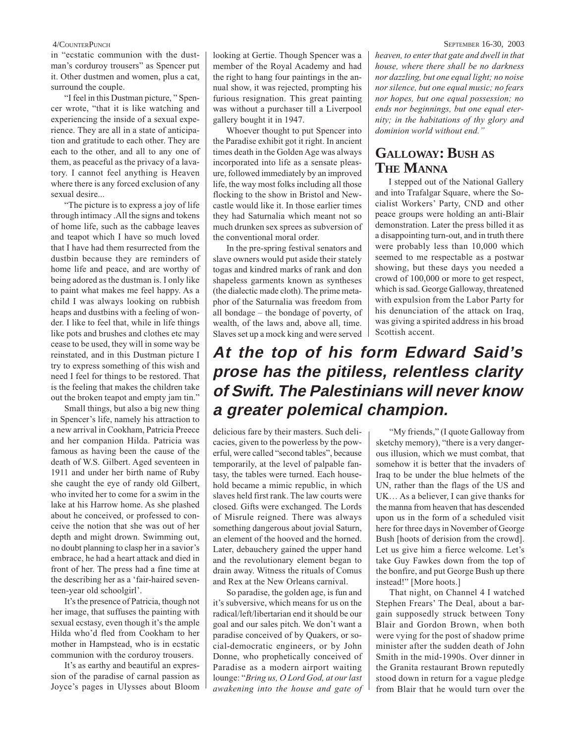in "ecstatic communion with the dustman's corduroy trousers" as Spencer put it. Other dustmen and women, plus a cat, surround the couple.

"I feel in this Dustman picture, " Spencer wrote, "that it is like watching and experiencing the inside of a sexual experience. They are all in a state of anticipation and gratitude to each other. They are each to the other, and all to any one of them, as peaceful as the privacy of a lavatory. I cannot feel anything is Heaven where there is any forced exclusion of any sexual desire...

"The picture is to express a joy of life through intimacy .All the signs and tokens of home life, such as the cabbage leaves and teapot which I have so much loved that I have had them resurrected from the dustbin because they are reminders of home life and peace, and are worthy of being adored as the dustman is. I only like to paint what makes me feel happy. As a child I was always looking on rubbish heaps and dustbins with a feeling of wonder. I like to feel that, while in life things like pots and brushes and clothes etc may cease to be used, they will in some way be reinstated, and in this Dustman picture I try to express something of this wish and need I feel for things to be restored. That is the feeling that makes the children take out the broken teapot and empty jam tin."

Small things, but also a big new thing in Spencer's life, namely his attraction to a new arrival in Cookham, Patricia Preece and her companion Hilda. Patricia was famous as having been the cause of the death of W.S. Gilbert. Aged seventeen in 1911 and under her birth name of Ruby she caught the eye of randy old Gilbert, who invited her to come for a swim in the lake at his Harrow home. As she plashed about he conceived, or professed to conceive the notion that she was out of her depth and might drown. Swimming out, no doubt planning to clasp her in a savior's embrace, he had a heart attack and died in front of her. The press had a fine time at the describing her as a 'fair-haired seventeen-year old schoolgirl'.

It's the presence of Patricia, though not her image, that suffuses the painting with sexual ecstasy, even though it's the ample Hilda who'd fled from Cookham to her mother in Hampstead, who is in ecstatic communion with the corduroy trousers.

It's as earthy and beautiful an expression of the paradise of carnal passion as Joyce's pages in Ulysses about Bloom looking at Gertie. Though Spencer was a member of the Royal Academy and had the right to hang four paintings in the annual show, it was rejected, prompting his furious resignation. This great painting was without a purchaser till a Liverpool gallery bought it in 1947.

Whoever thought to put Spencer into the Paradise exhibit got it right. In ancient times death in the Golden Age was always incorporated into life as a sensate pleasure, followed immediately by an improved life, the way most folks including all those flocking to the show in Bristol and Newcastle would like it. In those earlier times they had Saturnalia which meant not so much drunken sex sprees as subversion of the conventional moral order.

In the pre-spring festival senators and slave owners would put aside their stately togas and kindred marks of rank and don shapeless garments known as syntheses (the dialectic made cloth). The prime metaphor of the Saturnalia was freedom from all bondage – the bondage of poverty, of wealth, of the laws and, above all, time. Slaves set up a mock king and were served delicious fare by their masters. Such delicacies, given to the powerless by the powerful, were called "second tables", because temporarily, at the level of palpable fantasy, the tables were turned. Each household became a mimic republic, in which slaves held first rank. The law courts were closed. Gifts were exchanged. The Lords of Misrule reigned. There was always something dangerous about jovial Saturn, an element of the hooved and the horned. Later, debauchery gained the upper hand and the revolutionary element began to drain away. Witness the rituals of Comus and Rex at the New Orleans carnival.

So paradise, the golden age, is fun and it's subversive, which means for us on the radical/left/libertarian end it should be our goal and our sales pitch. We don't want a paradise conceived of by Quakers, or social-democratic engineers, or by John Donne, who prophetically conceived of Paradise as a modern airport waiting lounge: "*Bring us, O Lord God, at our last awakening into the house and gate of heaven, to enter that gate and dwell in that house, where there shall be no darkness nor dazzling, but one equal light; no noise nor silence, but one equal music; no fears nor hopes, but one equal possession; no ends nor beginnings, but one equal eternity; in the habitations of thy glory and dominion world without end.*"

**At the top of his form Edward Said's prose has the pitiless, relentless clarity of Swift. The Palestinians will never know a greater polemical champion.**

## Galloway: Bush as The Manna

I stepped out of the National Gallery and into Trafalgar Square, where the Socialist Workers' Party, CND and other peace groups were holding an anti-Blair demonstration. Later the press billed it as a disappointing turn-out, and in truth there were probably less than 10,000 which seemed to me respectable as a postwar showing, but these days you needed a crowd of 100,000 or more to get respect, which is sad. George Galloway, threatened with expulsion from the Labor Party for his denunciation of the attack on Iraq, was giving a spirited address in his broad Scottish accent.

"My friends," (I quote Galloway from sketchy memory), "there is a very dangerous illusion, which we must combat, that somehow it is better that the invaders of Iraq to be under the blue helmets of the UN, rather than the flags of the US and UK… As a believer, I can give thanks for the manna from heaven that has descended upon us in the form of a scheduled visit here for three days in November of George Bush [hoots of derision from the crowd]. Let us give him a fierce welcome. Let's take Guy Fawkes down from the top of the bonfire, and put George Bush up there instead!" [More hoots.]

That night, on Channel 4 I watched Stephen Frears' The Deal, about a bargain supposedly struck between Tony Blair and Gordon Brown, when both were vying for the post of shadow prime minister after the sudden death of John Smith in the mid-1990s. Over dinner in the Granita restaurant Brown reputedly stood down in return for a vague pledge from Blair that he would turn over the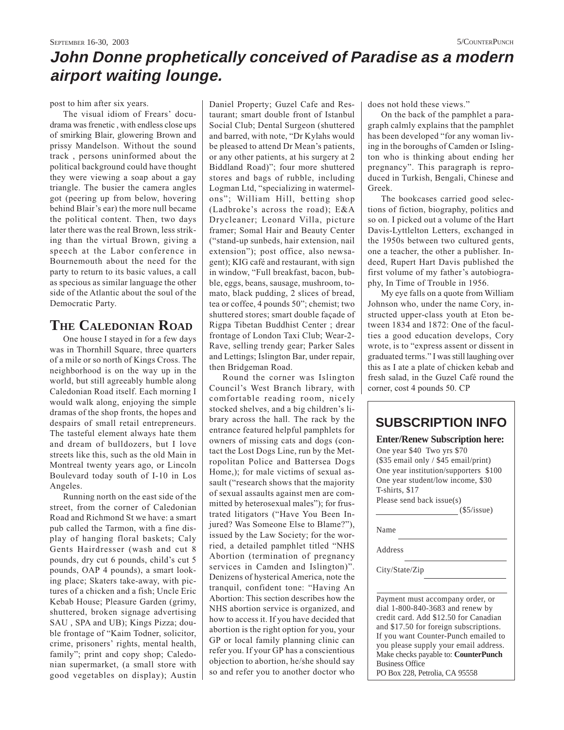# John Donne prophetically conceived of Paradise as a modern airport waiting lounge.

post to him after six years.

The visual idiom of Frears' docudrama was frenetic , with endless close ups of smirking Blair, glowering Brown and prissy Mandelson. Without the sound track , persons uninformed about the political background could have thought they were viewing a soap about a gay triangle. The busier the camera angles got (peering up from below, hovering behind Blair's ear) the more null became the political content. Then, two days later there was the real Brown, less striking than the virtual Brown, giving a speech at the Labor conference in Bournemouth about the need for the party to return to its basic values, a call as specious as similar language the other side of the Atlantic about the soul of the Democratic Party.

## The Caledonian Road

One house I stayed in for a few days was in Thornhill Square, three quarters of a mile or so north of Kings Cross. The neighborhood is on the way up in the world, but still agreeably humble along Caledonian Road itself. Each morning I would walk along, enjoying the simple dramas of the shop fronts, the hopes and despairs of small retail entrepreneurs. The tasteful element always hate them and dream of bulldozers, but I love streets like this, such as the old Main in Montreal twenty years ago, or Lincoln Boulevard today south of I-10 in Los Angeles.

Running north on the east side of the street, from the corner of Caledonian Road and Richmond St we have: a smart pub called the Tarmon, with a fine display of hanging floral baskets; Caly Gents Hairdresser (wash and cut 8 pounds, dry cut 6 pounds, child's cut 5 pounds, OAP 4 pounds), a smart looking place; Skaters take-away, with pictures of a chicken and a fish; Uncle Eric Kebab House; Pleasure Garden (grimy, shuttered, broken signage advertising SAU , SPA and UB); Kings Pizza; double frontage of "Kaim Todner, solicitor, crime, prisoners' rights, mental health, family"; print and copy shop; Caledonian supermarket, (a small store with good vegetables on display); Austin Daniel Property; Guzel Cafe and Restaurant; smart double front of Istanbul Social Club; Dental Surgeon (shuttered and barred, with note, "Dr Kylahs would be pleased to attend Dr Mean's patients, or any other patients, at his surgery at 2 Biddland Road)"; four more shuttered stores and bags of rubble, including Logman Ltd, "specializing in watermelons"; William Hill, betting shop (Ladbroke's across the road); E&A Drycleaner; Leonard Villa, picture framer; Somal Hair and Beauty Center ("stand-up sunbeds, hair extension, nail extension"); post office, also newsagent); KIG café and restaurant, with sign in window, "Full breakfast, bacon, bubble, eggs, beans, sausage, mushroom, tomato, black pudding, 2 slices of bread, tea or coffee, 4 pounds 50"; chemist; two shuttered stores; smart double façade of Rigpa Tibetan Buddhist Center ; drear frontage of London Taxi Club; Wear-2-Rave, selling trendy gear; Parker Sales and Lettings; Islington Bar, under repair, then Bridgeman Road.

Round the corner was Islington Council's West Branch library, with comfortable reading room, nicely stocked shelves, and a big children's library across the hall. The rack by the entrance featured helpful pamphlets for owners of missing cats and dogs (contact the Lost Dogs Line, run by the Metropolitan Police and Battersea Dogs Home,); for male victims of sexual assault ("research shows that the majority of sexual assaults against men are committed by heterosexual males"); for frustrated litigators ("Have You Been Injured? Was Someone Else to Blame?"), issued by the Law Society; for the worried, a detailed pamphlet titled "NHS Abortion (termination of pregnancy services in Camden and Islington)". Denizens of hysterical America, note the tranquil, confident tone: "Having An Abortion: This section describes how the NHS abortion service is organized, and how to access it. If you have decided that abortion is the right option for you, your GP or local family planning clinic can refer you. If your GP has a conscientious objection to abortion, he/she should say so and refer you to another doctor who does not hold these views."

On the back of the pamphlet a paragraph calmly explains that the pamphlet has been developed "for any woman living in the boroughs of Camden or Islington who is thinking about ending her pregnancy". This paragraph is reproduced in Turkish, Bengali, Chinese and Greek.

The bookcases carried good selections of fiction, biography, politics and so on. I picked out a volume of the Hart Davis-Lyttleton Letters, exchanged in the 1950s between two cultured gents, one a teacher, the other a publisher. Indeed, Rupert Hart Davis published the first volume of my father's autobiography, In Time of Trouble in 1956.

My eye falls on a quote from William Johnson who, under the name Cory, instructed upper-class youth at Eton between 1834 and 1872: One of the faculties a good education develops, Cory wrote, is to "express assent or dissent in graduated terms." I was still laughing over this as I ate a plate of chicken kebab and fresh salad, in the Guzel Café round the corner, cost 4 pounds 50. CP

## SUBSCRIPTION INFO

**Enter/Renew Subscription here:**

One year $40 Two yrs $70
($35 email only / $45 email/print)
One year institution/supporters $100
One year student/low income, $30
T-shirts, $17
Please send back issue(s)
\_\_\_\_\_\_\_\_\_\_\_\_\_\_\_\_ ($5/issue)

Name \_\_\_\_\_\_\_\_\_\_\_\_\_\_\_\_

Address \_\_\_\_\_\_\_\_\_\_\_\_\_\_\_\_

City/State/Zip \_\_\_\_\_\_\_\_\_\_\_\_\_\_\_\_

Payment must accompany order, or dial 1-800-840-3683 and renew by credit card. Add $12.50 for Canadian and $17.50 for foreign subscriptions. If you want Counter-Punch emailed to you please supply your email address. Make checks payable to: **CounterPunch** Business Office
PO Box 228, Petrolia, CA 95558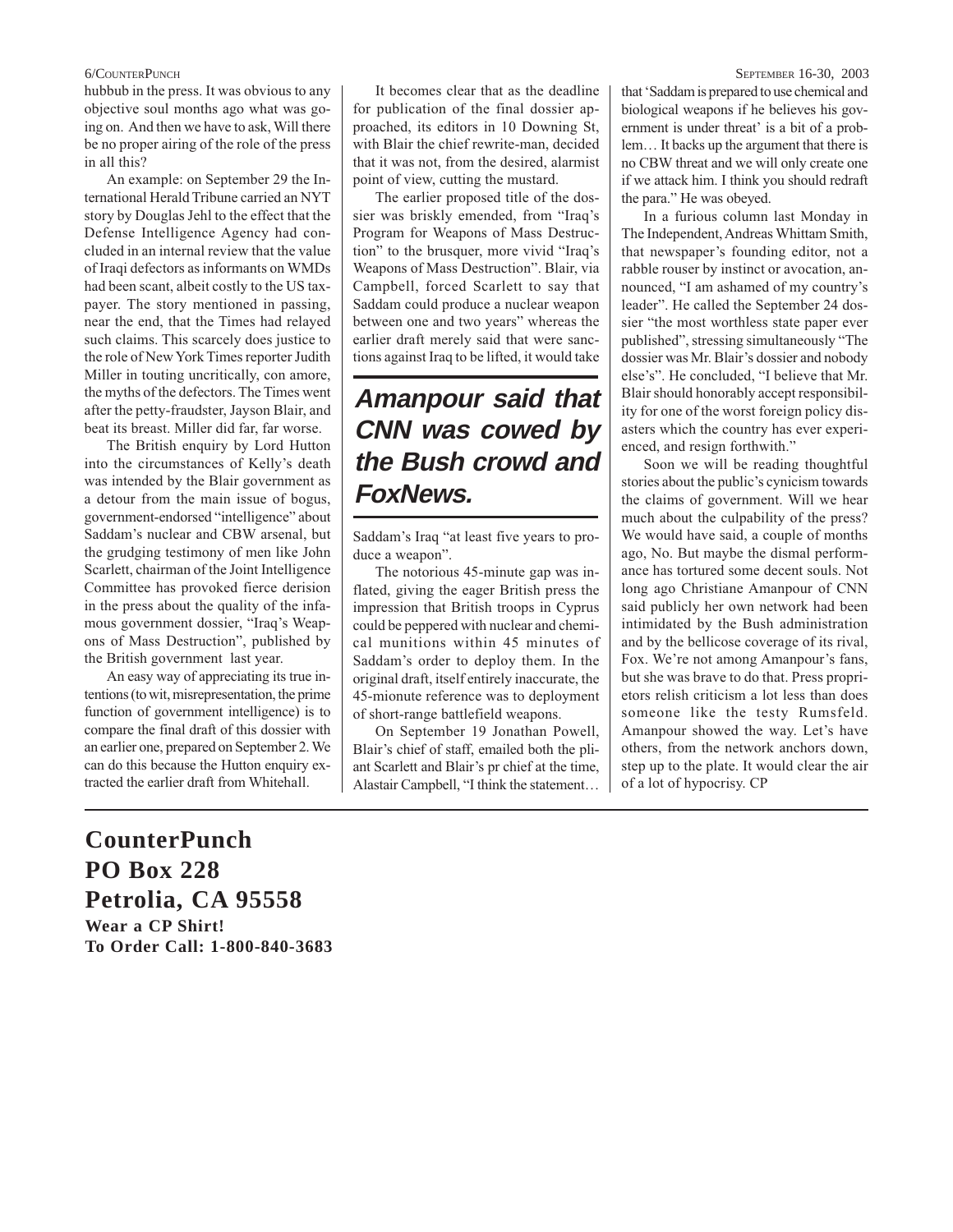hubbub in the press. It was obvious to any objective soul months ago what was going on. And then we have to ask, Will there be no proper airing of the role of the press in all this?

An example: on September 29 the International Herald Tribune carried an NYT story by Douglas Jehl to the effect that the Defense Intelligence Agency had concluded in an internal review that the value of Iraqi defectors as informants on WMDs had been scant, albeit costly to the US taxpayer. The story mentioned in passing, near the end, that the Times had relayed such claims. This scarcely does justice to the role of New York Times reporter Judith Miller in touting uncritically, con amore, the myths of the defectors. The Times went after the petty-fraudster, Jayson Blair, and beat its breast. Miller did far, far worse.

The British enquiry by Lord Hutton into the circumstances of Kelly's death was intended by the Blair government as a detour from the main issue of bogus, government-endorsed "intelligence" about Saddam's nuclear and CBW arsenal, but the grudging testimony of men like John Scarlett, chairman of the Joint Intelligence Committee has provoked fierce derision in the press about the quality of the infamous government dossier, "Iraq's Weapons of Mass Destruction", published by the British government last year.

An easy way of appreciating its true intentions (to wit, misrepresentation, the prime function of government intelligence) is to compare the final draft of this dossier with an earlier one, prepared on September 2. We can do this because the Hutton enquiry extracted the earlier draft from Whitehall.

It becomes clear that as the deadline for publication of the final dossier approached, its editors in 10 Downing St, with Blair the chief rewrite-man, decided that it was not, from the desired, alarmist point of view, cutting the mustard.

The earlier proposed title of the dossier was briskly emended, from "Iraq's Program for Weapons of Mass Destruction" to the brusquer, more vivid "Iraq's Weapons of Mass Destruction". Blair, via Campbell, forced Scarlett to say that Saddam could produce a nuclear weapon between one and two years" whereas the earlier draft merely said that were sanctions against Iraq to be lifted, it would take Saddam's Iraq "at least five years to produce a weapon".

**_Amanpour said that CNN was cowed by the Bush crowd and FoxNews._**

The notorious 45-minute gap was inflated, giving the eager British press the impression that British troops in Cyprus could be peppered with nuclear and chemical munitions within 45 minutes of Saddam's order to deploy them. In the original draft, itself entirely inaccurate, the 45-mionute reference was to deployment of short-range battlefield weapons.

On September 19 Jonathan Powell, Blair's chief of staff, emailed both the pliant Scarlett and Blair's pr chief at the time, Alastair Campbell, "I think the statement… that 'Saddam is prepared to use chemical and biological weapons if he believes his government is under threat' is a bit of a problem… It backs up the argument that there is no CBW threat and we will only create one if we attack him. I think you should redraft the para." He was obeyed.

In a furious column last Monday in The Independent, Andreas Whittam Smith, that newspaper's founding editor, not a rabble rouser by instinct or avocation, announced, "I am ashamed of my country's leader". He called the September 24 dossier "the most worthless state paper ever published", stressing simultaneously "The dossier was Mr. Blair's dossier and nobody else's". He concluded, "I believe that Mr. Blair should honorably accept responsibility for one of the worst foreign policy disasters which the country has ever experienced, and resign forthwith."

Soon we will be reading thoughtful stories about the public's cynicism towards the claims of government. Will we hear much about the culpability of the press? We would have said, a couple of months ago, No. But maybe the dismal performance has tortured some decent souls. Not long ago Christiane Amanpour of CNN said publicly her own network had been intimidated by the Bush administration and by the bellicose coverage of its rival, Fox. We're not among Amanpour's fans, but she was brave to do that. Press proprietors relish criticism a lot less than does someone like the testy Rumsfeld. Amanpour showed the way. Let's have others, from the network anchors down, step up to the plate. It would clear the air of a lot of hypocrisy. CP

---

**CounterPunch**
**PO Box 228**
**Petrolia, CA 95558**
**Wear a CP Shirt!**
**To Order Call: 1-800-840-3683**